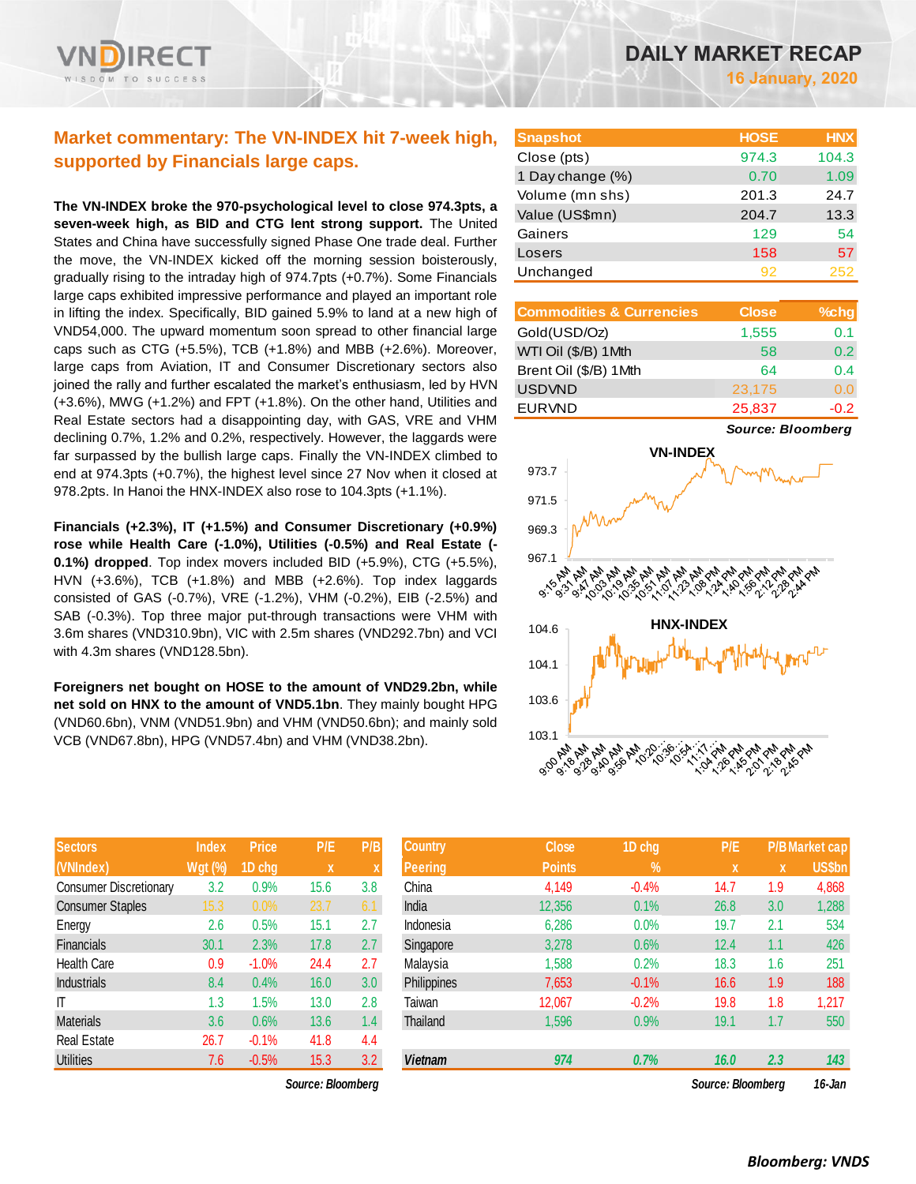# DAILY MARKET RECAP

**16 January, 2020**

## Market commentary: The VN-INDEX hit 7-week high, supported by Financials large caps.

**The VN-INDEX broke the 970-psychological level to close 974.3pts, a seven-week high, as BID and CTG lent strong support.** The United States and China have successfully signed Phase One trade deal. Further the move, the VN-INDEX kicked off the morning session boisterously, gradually rising to the intraday high of 974.7pts (+0.7%). Some Financials large caps exhibited impressive performance and played an important role in lifting the index. Specifically, BID gained 5.9% to land at a new high of VND54,000. The upward momentum soon spread to other financial large caps such as CTG (+5.5%), TCB (+1.8%) and MBB (+2.6%). Moreover, large caps from Aviation, IT and Consumer Discretionary sectors also joined the rally and further escalated the market's enthusiasm, led by HVN (+3.6%), MWG (+1.2%) and FPT (+1.8%). On the other hand, Utilities and Real Estate sectors had a disappointing day, with GAS, VRE and VHM declining 0.7%, 1.2% and 0.2%, respectively. However, the laggards were far surpassed by the bullish large caps. Finally the VN-INDEX climbed to end at 974.3pts (+0.7%), the highest level since 27 Nov when it closed at 978.2pts. In Hanoi the HNX-INDEX also rose to 104.3pts (+1.1%).

**Financials (+2.3%), IT (+1.5%) and Consumer Discretionary (+0.9%) rose while Health Care (-1.0%), Utilities (-0.5%) and Real Estate (-0.1%) dropped**. Top index movers included BID (+5.9%), CTG (+5.5%), HVN (+3.6%), TCB (+1.8%) and MBB (+2.6%). Top index laggards consisted of GAS (-0.7%), VRE (-1.2%), VHM (-0.2%), EIB (-2.5%) and SAB (-0.3%). Top three major put-through transactions were VHM with 3.6m shares (VND310.9bn), VIC with 2.5m shares (VND292.7bn) and VCI with 4.3m shares (VND128.5bn).

**Foreigners net bought on HOSE to the amount of VND29.2bn, while net sold on HNX to the amount of VND5.1bn**. They mainly bought HPG (VND60.6bn), VNM (VND51.9bn) and VHM (VND50.6bn); and mainly sold VCB (VND67.8bn), HPG (VND57.4bn) and VHM (VND38.2bn).

| Snapshot | HOSE | HNX |
|---|---|---|
| Close (pts) | 974.3 | 104.3 |
| 1 Day change (%) | 0.70 | 1.09 |
| Volume (mn shs) | 201.3 | 24.7 |
| Value (US$mn) | 204.7 | 13.3 |
| Gainers | 129 | 54 |
| Losers | 158 | 57 |
| Unchanged | 92 | 252 |

| Commodities & Currencies | Close | %chg |
|---|---|---|
| Gold(USD/Oz) | 1,555 | 0.1 |
| WTI Oil ($/B) 1Mth | 58 | 0.2 |
| Brent Oil ($/B) 1Mth | 64 | 0.4 |
| USDVND | 23,175 | 0.0 |
| EURVND | 25,837 | -0.2 |

*Source: Bloomberg*

| Sectors (VNIndex) | Index Wgt (%) | Price 1D chg | P/E x | P/B x |
|---|---|---|---|---|
| Consumer Discretionary | 3.2 | 0.9% | 15.6 | 3.8 |
| Consumer Staples | 15.3 | 0.0% | 23.7 | 6.1 |
| Energy | 2.6 | 0.5% | 15.1 | 2.7 |
| Financials | 30.1 | 2.3% | 17.8 | 2.7 |
| Health Care | 0.9 | -1.0% | 24.4 | 2.7 |
| Industrials | 8.4 | 0.4% | 16.0 | 3.0 |
| IT | 1.3 | 1.5% | 13.0 | 2.8 |
| Materials | 3.6 | 0.6% | 13.6 | 1.4 |
| Real Estate | 26.7 | -0.1% | 41.8 | 4.4 |
| Utilities | 7.6 | -0.5% | 15.3 | 3.2 |

*Source: Bloomberg*

| Country Peering | Close Points | 1D chg % | P/E x | P/B x | Market cap US$bn |
|---|---|---|---|---|---|
| China | 4,149 | -0.4% | 14.7 | 1.9 | 4,868 |
| India | 12,356 | 0.1% | 26.8 | 3.0 | 1,288 |
| Indonesia | 6,286 | 0.0% | 19.7 | 2.1 | 534 |
| Singapore | 3,278 | 0.6% | 12.4 | 1.1 | 426 |
| Malaysia | 1,588 | 0.2% | 18.3 | 1.6 | 251 |
| Philippines | 7,653 | -0.1% | 16.6 | 1.9 | 188 |
| Taiwan | 12,067 | -0.2% | 19.8 | 1.8 | 1,217 |
| Thailand | 1,596 | 0.9% | 19.1 | 1.7 | 550 |
| ***Vietnam*** | ***974*** | ***0.7%*** | ***16.0*** | ***2.3*** | ***143*** |

*Source: Bloomberg* *16-Jan*

***Bloomberg: VNDS***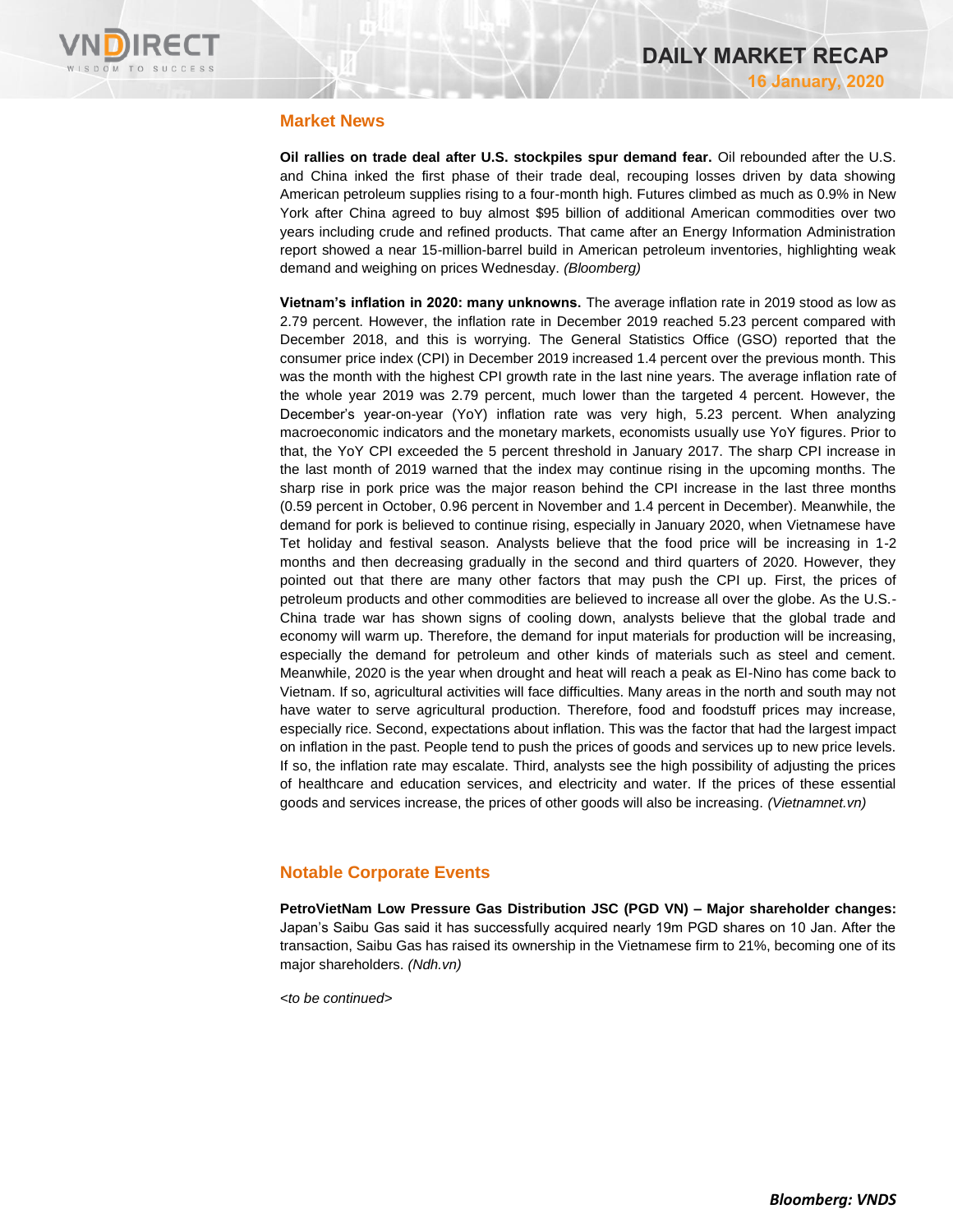## Market News

**Oil rallies on trade deal after U.S. stockpiles spur demand fear.** Oil rebounded after the U.S. and China inked the first phase of their trade deal, recouping losses driven by data showing American petroleum supplies rising to a four-month high. Futures climbed as much as 0.9% in New York after China agreed to buy almost $95 billion of additional American commodities over two years including crude and refined products. That came after an Energy Information Administration report showed a near 15-million-barrel build in American petroleum inventories, highlighting weak demand and weighing on prices Wednesday. *(Bloomberg)*

**Vietnam's inflation in 2020: many unknowns.** The average inflation rate in 2019 stood as low as 2.79 percent. However, the inflation rate in December 2019 reached 5.23 percent compared with December 2018, and this is worrying. The General Statistics Office (GSO) reported that the consumer price index (CPI) in December 2019 increased 1.4 percent over the previous month. This was the month with the highest CPI growth rate in the last nine years. The average inflation rate of the whole year 2019 was 2.79 percent, much lower than the targeted 4 percent. However, the December's year-on-year (YoY) inflation rate was very high, 5.23 percent. When analyzing macroeconomic indicators and the monetary markets, economists usually use YoY figures. Prior to that, the YoY CPI exceeded the 5 percent threshold in January 2017. The sharp CPI increase in the last month of 2019 warned that the index may continue rising in the upcoming months. The sharp rise in pork price was the major reason behind the CPI increase in the last three months (0.59 percent in October, 0.96 percent in November and 1.4 percent in December). Meanwhile, the demand for pork is believed to continue rising, especially in January 2020, when Vietnamese have Tet holiday and festival season. Analysts believe that the food price will be increasing in 1-2 months and then decreasing gradually in the second and third quarters of 2020. However, they pointed out that there are many other factors that may push the CPI up. First, the prices of petroleum products and other commodities are believed to increase all over the globe. As the U.S.-China trade war has shown signs of cooling down, analysts believe that the global trade and economy will warm up. Therefore, the demand for input materials for production will be increasing, especially the demand for petroleum and other kinds of materials such as steel and cement. Meanwhile, 2020 is the year when drought and heat will reach a peak as El-Nino has come back to Vietnam. If so, agricultural activities will face difficulties. Many areas in the north and south may not have water to serve agricultural production. Therefore, food and foodstuff prices may increase, especially rice. Second, expectations about inflation. This was the factor that had the largest impact on inflation in the past. People tend to push the prices of goods and services up to new price levels. If so, the inflation rate may escalate. Third, analysts see the high possibility of adjusting the prices of healthcare and education services, and electricity and water. If the prices of these essential goods and services increase, the prices of other goods will also be increasing. *(Vietnamnet.vn)*

## Notable Corporate Events

**PetroVietNam Low Pressure Gas Distribution JSC (PGD VN) – Major shareholder changes:** Japan's Saibu Gas said it has successfully acquired nearly 19m PGD shares on 10 Jan. After the transaction, Saibu Gas has raised its ownership in the Vietnamese firm to 21%, becoming one of its major shareholders. *(Ndh.vn)*

*<to be continued>*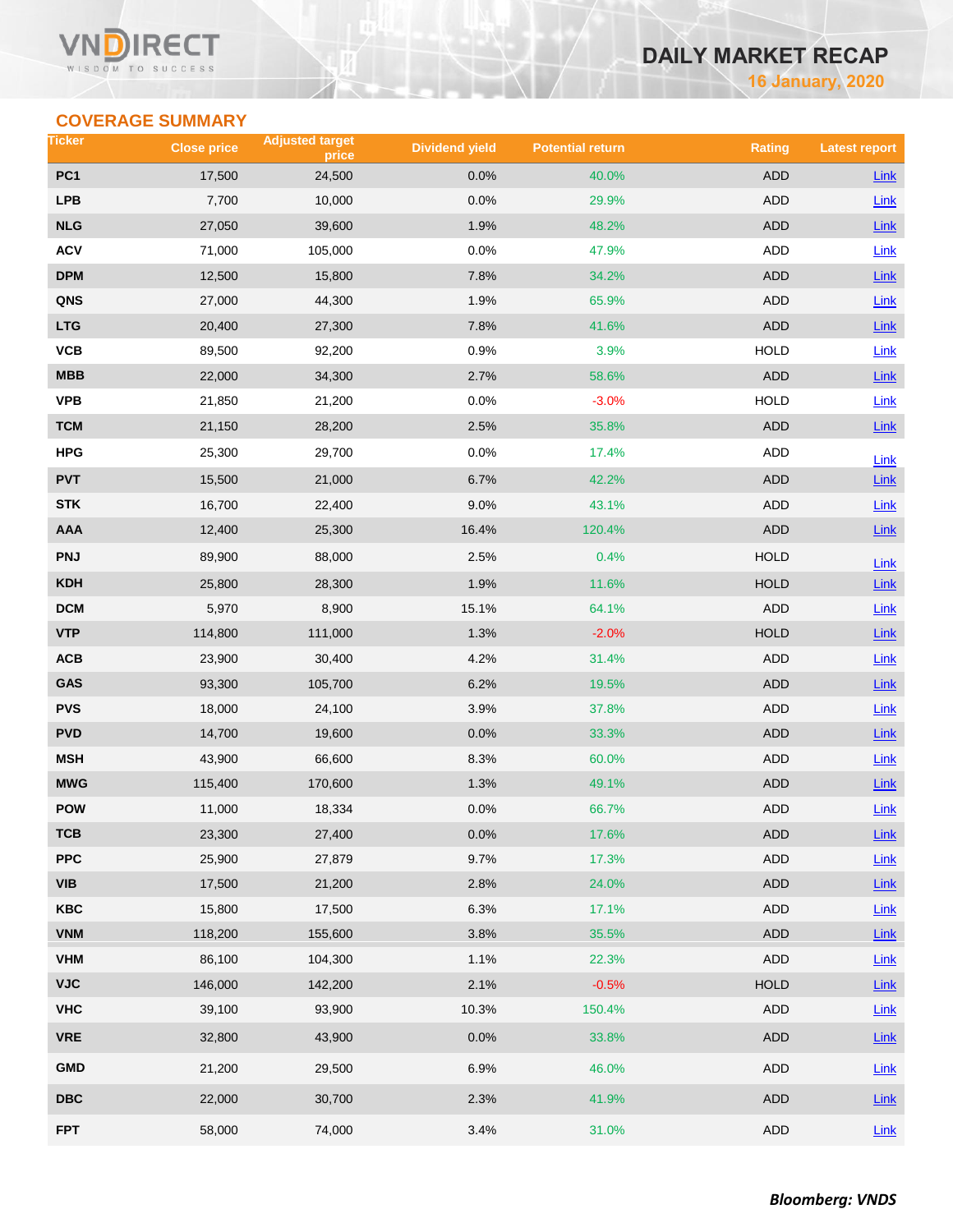## COVERAGE SUMMARY

| Ticker | Close price | Adjusted target price | Dividend yield | Potential return | Rating | Latest report |
|---|---|---|---|---|---|---|
| PC1 | 17,500 | 24,500 | 0.0% | 40.0% | ADD | Link |
| LPB | 7,700 | 10,000 | 0.0% | 29.9% | ADD | Link |
| NLG | 27,050 | 39,600 | 1.9% | 48.2% | ADD | Link |
| ACV | 71,000 | 105,000 | 0.0% | 47.9% | ADD | Link |
| DPM | 12,500 | 15,800 | 7.8% | 34.2% | ADD | Link |
| QNS | 27,000 | 44,300 | 1.9% | 65.9% | ADD | Link |
| LTG | 20,400 | 27,300 | 7.8% | 41.6% | ADD | Link |
| VCB | 89,500 | 92,200 | 0.9% | 3.9% | HOLD | Link |
| MBB | 22,000 | 34,300 | 2.7% | 58.6% | ADD | Link |
| VPB | 21,850 | 21,200 | 0.0% | -3.0% | HOLD | Link |
| TCM | 21,150 | 28,200 | 2.5% | 35.8% | ADD | Link |
| HPG | 25,300 | 29,700 | 0.0% | 17.4% | ADD | Link |
| PVT | 15,500 | 21,000 | 6.7% | 42.2% | ADD | Link |
| STK | 16,700 | 22,400 | 9.0% | 43.1% | ADD | Link |
| AAA | 12,400 | 25,300 | 16.4% | 120.4% | ADD | Link |
| PNJ | 89,900 | 88,000 | 2.5% | 0.4% | HOLD | Link |
| KDH | 25,800 | 28,300 | 1.9% | 11.6% | HOLD | Link |
| DCM | 5,970 | 8,900 | 15.1% | 64.1% | ADD | Link |
| VTP | 114,800 | 111,000 | 1.3% | -2.0% | HOLD | Link |
| ACB | 23,900 | 30,400 | 4.2% | 31.4% | ADD | Link |
| GAS | 93,300 | 105,700 | 6.2% | 19.5% | ADD | Link |
| PVS | 18,000 | 24,100 | 3.9% | 37.8% | ADD | Link |
| PVD | 14,700 | 19,600 | 0.0% | 33.3% | ADD | Link |
| MSH | 43,900 | 66,600 | 8.3% | 60.0% | ADD | Link |
| MWG | 115,400 | 170,600 | 1.3% | 49.1% | ADD | Link |
| POW | 11,000 | 18,334 | 0.0% | 66.7% | ADD | Link |
| TCB | 23,300 | 27,400 | 0.0% | 17.6% | ADD | Link |
| PPC | 25,900 | 27,879 | 9.7% | 17.3% | ADD | Link |
| VIB | 17,500 | 21,200 | 2.8% | 24.0% | ADD | Link |
| KBC | 15,800 | 17,500 | 6.3% | 17.1% | ADD | Link |
| VNM | 118,200 | 155,600 | 3.8% | 35.5% | ADD | Link |
| VHM | 86,100 | 104,300 | 1.1% | 22.3% | ADD | Link |
| VJC | 146,000 | 142,200 | 2.1% | -0.5% | HOLD | Link |
| VHC | 39,100 | 93,900 | 10.3% | 150.4% | ADD | Link |
| VRE | 32,800 | 43,900 | 0.0% | 33.8% | ADD | Link |
| GMD | 21,200 | 29,500 | 6.9% | 46.0% | ADD | Link |
| DBC | 22,000 | 30,700 | 2.3% | 41.9% | ADD | Link |
| FPT | 58,000 | 74,000 | 3.4% | 31.0% | ADD | Link |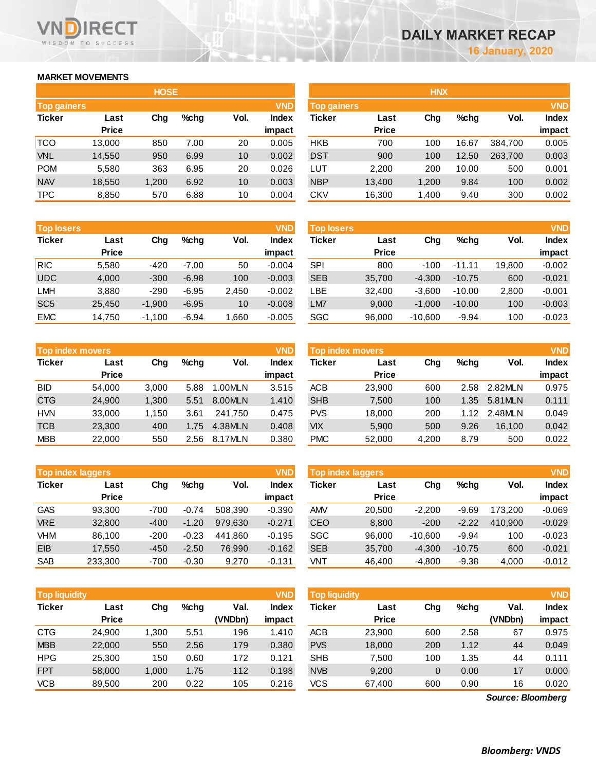# DAILY MARKET RECAP

16 January, 2020

## MARKET MOVEMENTS

### HOSE

| Top gainers | | | | | VND |
|---|---|---|---|---|---|
| Ticker | Last Price | Chg | %chg | Vol. | Index impact |
| TCO | 13,000 | 850 | 7.00 | 20 | 0.005 |
| VNL | 14,550 | 950 | 6.99 | 10 | 0.002 |
| POM | 5,580 | 363 | 6.95 | 20 | 0.026 |
| NAV | 18,550 | 1,200 | 6.92 | 10 | 0.003 |
| TPC | 8,850 | 570 | 6.88 | 10 | 0.004 |

| Top losers | | | | | VND |
|---|---|---|---|---|---|
| Ticker | Last Price | Chg | %chg | Vol. | Index impact |
| RIC | 5,580 | -420 | -7.00 | 50 | -0.004 |
| UDC | 4,000 | -300 | -6.98 | 100 | -0.003 |
| LMH | 3,880 | -290 | -6.95 | 2,450 | -0.002 |
| SC5 | 25,450 | -1,900 | -6.95 | 10 | -0.008 |
| EMC | 14,750 | -1,100 | -6.94 | 1,660 | -0.005 |

| Top index movers | | | | | VND |
|---|---|---|---|---|---|
| Ticker | Last Price | Chg | %chg | Vol. | Index impact |
| BID | 54,000 | 3,000 | 5.88 | 1.00MLN | 3.515 |
| CTG | 24,900 | 1,300 | 5.51 | 8.00MLN | 1.410 |
| HVN | 33,000 | 1,150 | 3.61 | 241,750 | 0.475 |
| TCB | 23,300 | 400 | 1.75 | 4.38MLN | 0.408 |
| MBB | 22,000 | 550 | 2.56 | 8.17MLN | 0.380 |

| Top index laggers | | | | | VND |
|---|---|---|---|---|---|
| Ticker | Last Price | Chg | %chg | Vol. | Index impact |
| GAS | 93,300 | -700 | -0.74 | 508,390 | -0.390 |
| VRE | 32,800 | -400 | -1.20 | 979,630 | -0.271 |
| VHM | 86,100 | -200 | -0.23 | 441,860 | -0.195 |
| EIB | 17,550 | -450 | -2.50 | 76,990 | -0.162 |
| SAB | 233,300 | -700 | -0.30 | 9,270 | -0.131 |

| Top liquidity | | | | | VND |
|---|---|---|---|---|---|
| Ticker | Last Price | Chg | %chg | Val. (VNDbn) | Index impact |
| CTG | 24,900 | 1,300 | 5.51 | 196 | 1.410 |
| MBB | 22,000 | 550 | 2.56 | 179 | 0.380 |
| HPG | 25,300 | 150 | 0.60 | 172 | 0.121 |
| FPT | 58,000 | 1,000 | 1.75 | 112 | 0.198 |
| VCB | 89,500 | 200 | 0.22 | 105 | 0.216 |

### HNX

| Top gainers | | | | | VND |
|---|---|---|---|---|---|
| Ticker | Last Price | Chg | %chg | Vol. | Index impact |
| HKB | 700 | 100 | 16.67 | 384,700 | 0.005 |
| DST | 900 | 100 | 12.50 | 263,700 | 0.003 |
| LUT | 2,200 | 200 | 10.00 | 500 | 0.001 |
| NBP | 13,400 | 1,200 | 9.84 | 100 | 0.002 |
| CKV | 16,300 | 1,400 | 9.40 | 300 | 0.002 |

| Top losers | | | | | VND |
|---|---|---|---|---|---|
| Ticker | Last Price | Chg | %chg | Vol. | Index impact |
| SPI | 800 | -100 | -11.11 | 19,800 | -0.002 |
| SEB | 35,700 | -4,300 | -10.75 | 600 | -0.021 |
| LBE | 32,400 | -3,600 | -10.00 | 2,800 | -0.001 |
| LM7 | 9,000 | -1,000 | -10.00 | 100 | -0.003 |
| SGC | 96,000 | -10,600 | -9.94 | 100 | -0.023 |

| Top index movers | | | | | VND |
|---|---|---|---|---|---|
| Ticker | Last Price | Chg | %chg | Vol. | Index impact |
| ACB | 23,900 | 600 | 2.58 | 2.82MLN | 0.975 |
| SHB | 7,500 | 100 | 1.35 | 5.81MLN | 0.111 |
| PVS | 18,000 | 200 | 1.12 | 2.48MLN | 0.049 |
| VIX | 5,900 | 500 | 9.26 | 16,100 | 0.042 |
| PMC | 52,000 | 4,200 | 8.79 | 500 | 0.022 |

| Top index laggers | | | | | VND |
|---|---|---|---|---|---|
| Ticker | Last Price | Chg | %chg | Vol. | Index impact |
| AMV | 20,500 | -2,200 | -9.69 | 173,200 | -0.069 |
| CEO | 8,800 | -200 | -2.22 | 410,900 | -0.029 |
| SGC | 96,000 | -10,600 | -9.94 | 100 | -0.023 |
| SEB | 35,700 | -4,300 | -10.75 | 600 | -0.021 |
| VNT | 46,400 | -4,800 | -9.38 | 4,000 | -0.012 |

| Top liquidity | | | | | VND |
|---|---|---|---|---|---|
| Ticker | Last Price | Chg | %chg | Val. (VNDbn) | Index impact |
| ACB | 23,900 | 600 | 2.58 | 67 | 0.975 |
| PVS | 18,000 | 200 | 1.12 | 44 | 0.049 |
| SHB | 7,500 | 100 | 1.35 | 44 | 0.111 |
| NVB | 9,200 | 0 | 0.00 | 17 | 0.000 |
| VCS | 67,400 | 600 | 0.90 | 16 | 0.020 |

*Source: Bloomberg*

***Bloomberg: VNDS***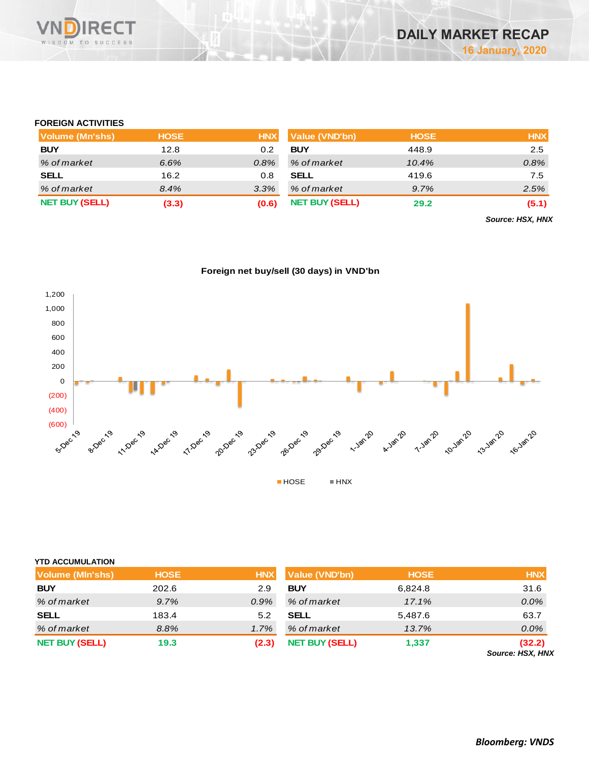### FOREIGN ACTIVITIES

| Volume (Mn'shs) | HOSE | HNX | Value (VND'bn) | HOSE | HNX |
|---|---|---|---|---|---|
| **BUY** | 12.8 | 0.2 | **BUY** | 448.9 | 2.5 |
| *% of market* | *6.6%* | *0.8%* | *% of market* | *10.4%* | *0.8%* |
| **SELL** | 16.2 | 0.8 | **SELL** | 419.6 | 7.5 |
| *% of market* | *8.4%* | *3.3%* | *% of market* | *9.7%* | *2.5%* |
| **NET BUY (SELL)** | **(3.3)** | **(0.6)** | **NET BUY (SELL)** | **29.2** | **(5.1)** |

***Source: HSX, HNX***

**Foreign net buy/sell (30 days) in VND'bn**

### YTD ACCUMULATION

| Volume (Mln'shs) | HOSE | HNX | Value (VND'bn) | HOSE | HNX |
|---|---|---|---|---|---|
| **BUY** | 202.6 | 2.9 | **BUY** | 6,824.8 | 31.6 |
| *% of market* | *9.7%* | *0.9%* | *% of market* | *17.1%* | *0.0%* |
| **SELL** | 183.4 | 5.2 | **SELL** | 5,487.6 | 63.7 |
| *% of market* | *8.8%* | *1.7%* | *% of market* | *13.7%* | *0.0%* |
| **NET BUY (SELL)** | **19.3** | **(2.3)** | **NET BUY (SELL)** | **1,337** | **(32.2)** |

***Source: HSX, HNX***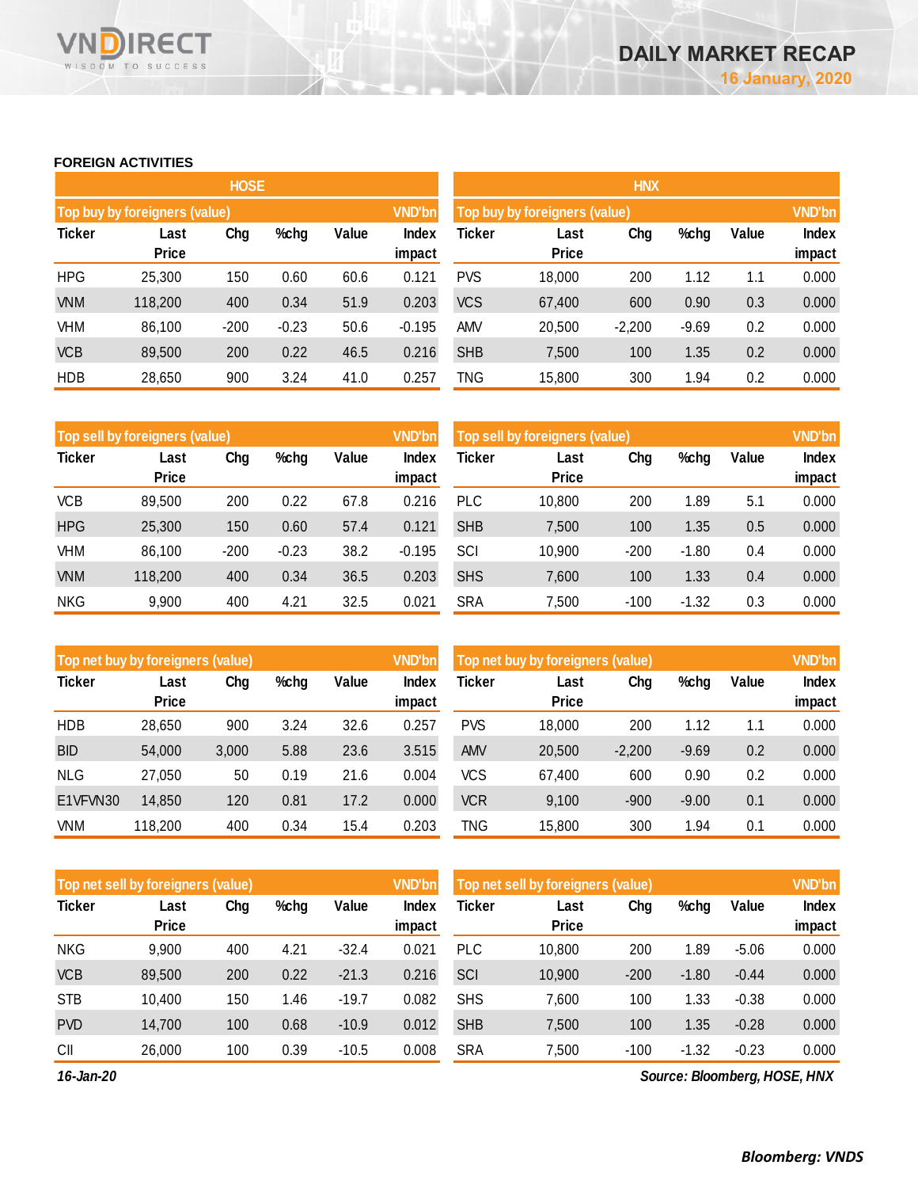# DAILY MARKET RECAP

16 January, 2020

## FOREIGN ACTIVITIES

### HOSE

**Top buy by foreigners (value)** — VND'bn

| Ticker | Last Price | Chg | %chg | Value | Index impact |
|---|---|---|---|---|---|
| HPG | 25,300 | 150 | 0.60 | 60.6 | 0.121 |
| VNM | 118,200 | 400 | 0.34 | 51.9 | 0.203 |
| VHM | 86,100 | -200 | -0.23 | 50.6 | -0.195 |
| VCB | 89,500 | 200 | 0.22 | 46.5 | 0.216 |
| HDB | 28,650 | 900 | 3.24 | 41.0 | 0.257 |

**Top sell by foreigners (value)** — VND'bn

| Ticker | Last Price | Chg | %chg | Value | Index impact |
|---|---|---|---|---|---|
| VCB | 89,500 | 200 | 0.22 | 67.8 | 0.216 |
| HPG | 25,300 | 150 | 0.60 | 57.4 | 0.121 |
| VHM | 86,100 | -200 | -0.23 | 38.2 | -0.195 |
| VNM | 118,200 | 400 | 0.34 | 36.5 | 0.203 |
| NKG | 9,900 | 400 | 4.21 | 32.5 | 0.021 |

**Top net buy by foreigners (value)** — VND'bn

| Ticker | Last Price | Chg | %chg | Value | Index impact |
|---|---|---|---|---|---|
| HDB | 28,650 | 900 | 3.24 | 32.6 | 0.257 |
| BID | 54,000 | 3,000 | 5.88 | 23.6 | 3.515 |
| NLG | 27,050 | 50 | 0.19 | 21.6 | 0.004 |
| E1VFVN30 | 14,850 | 120 | 0.81 | 17.2 | 0.000 |
| VNM | 118,200 | 400 | 0.34 | 15.4 | 0.203 |

**Top net sell by foreigners (value)** — VND'bn

| Ticker | Last Price | Chg | %chg | Value | Index impact |
|---|---|---|---|---|---|
| NKG | 9,900 | 400 | 4.21 | -32.4 | 0.021 |
| VCB | 89,500 | 200 | 0.22 | -21.3 | 0.216 |
| STB | 10,400 | 150 | 1.46 | -19.7 | 0.082 |
| PVD | 14,700 | 100 | 0.68 | -10.9 | 0.012 |
| CII | 26,000 | 100 | 0.39 | -10.5 | 0.008 |

### HNX

**Top buy by foreigners (value)** — VND'bn

| Ticker | Last Price | Chg | %chg | Value | Index impact |
|---|---|---|---|---|---|
| PVS | 18,000 | 200 | 1.12 | 1.1 | 0.000 |
| VCS | 67,400 | 600 | 0.90 | 0.3 | 0.000 |
| AMV | 20,500 | -2,200 | -9.69 | 0.2 | 0.000 |
| SHB | 7,500 | 100 | 1.35 | 0.2 | 0.000 |
| TNG | 15,800 | 300 | 1.94 | 0.2 | 0.000 |

**Top sell by foreigners (value)** — VND'bn

| Ticker | Last Price | Chg | %chg | Value | Index impact |
|---|---|---|---|---|---|
| PLC | 10,800 | 200 | 1.89 | 5.1 | 0.000 |
| SHB | 7,500 | 100 | 1.35 | 0.5 | 0.000 |
| SCI | 10,900 | -200 | -1.80 | 0.4 | 0.000 |
| SHS | 7,600 | 100 | 1.33 | 0.4 | 0.000 |
| SRA | 7,500 | -100 | -1.32 | 0.3 | 0.000 |

**Top net buy by foreigners (value)** — VND'bn

| Ticker | Last Price | Chg | %chg | Value | Index impact |
|---|---|---|---|---|---|
| PVS | 18,000 | 200 | 1.12 | 1.1 | 0.000 |
| AMV | 20,500 | -2,200 | -9.69 | 0.2 | 0.000 |
| VCS | 67,400 | 600 | 0.90 | 0.2 | 0.000 |
| VCR | 9,100 | -900 | -9.00 | 0.1 | 0.000 |
| TNG | 15,800 | 300 | 1.94 | 0.1 | 0.000 |

**Top net sell by foreigners (value)** — VND'bn

| Ticker | Last Price | Chg | %chg | Value | Index impact |
|---|---|---|---|---|---|
| PLC | 10,800 | 200 | 1.89 | -5.06 | 0.000 |
| SCI | 10,900 | -200 | -1.80 | -0.44 | 0.000 |
| SHS | 7,600 | 100 | 1.33 | -0.38 | 0.000 |
| SHB | 7,500 | 100 | 1.35 | -0.28 | 0.000 |
| SRA | 7,500 | -100 | -1.32 | -0.23 | 0.000 |

*16-Jan-20*

*Source: Bloomberg, HOSE, HNX*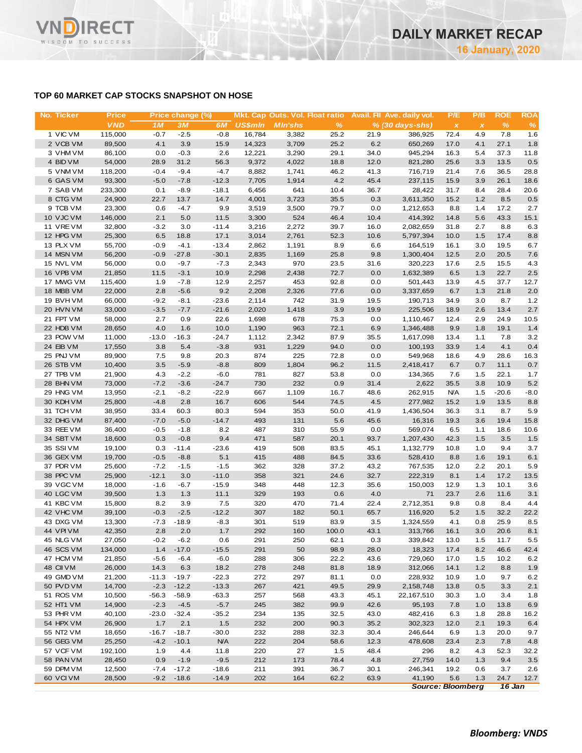## TOP 60 MARKET CAP STOCKS SNAPSHOT ON HOSE

| No. | Ticker | Price | Price change (%) | | | Mkt. Cap | Outs. Vol. | Float ratio | Avail. FII | Ave. daily vol. | P/E | P/B | ROE | ROA |
|---|---|---|---|---|---|---|---|---|---|---|---|---|---|---|
| | | VND | 1M | 3M | 6M | US$mln | Mln'shs | % | % | (30 days-shs) | x | x | % | % |
| 1 | VIC VM | 115,000 | -0.7 | -2.5 | -0.8 | 16,784 | 3,382 | 25.2 | 21.9 | 386,925 | 72.4 | 4.9 | 7.8 | 1.6 |
| 2 | VCB VM | 89,500 | 4.1 | 3.9 | 15.9 | 14,323 | 3,709 | 25.2 | 6.2 | 650,269 | 17.0 | 4.1 | 27.1 | 1.8 |
| 3 | VHM VM | 86,100 | 0.0 | -0.3 | 2.6 | 12,221 | 3,290 | 29.1 | 34.0 | 945,294 | 16.3 | 5.4 | 37.3 | 11.8 |
| 4 | BID VM | 54,000 | 28.9 | 31.2 | 56.3 | 9,372 | 4,022 | 18.8 | 12.0 | 821,280 | 25.6 | 3.3 | 13.5 | 0.5 |
| 5 | VNM VM | 118,200 | -0.4 | -9.4 | -4.7 | 8,882 | 1,741 | 46.2 | 41.3 | 716,719 | 21.4 | 7.6 | 36.5 | 28.8 |
| 6 | GAS VM | 93,300 | -5.0 | -7.8 | -12.3 | 7,705 | 1,914 | 4.2 | 45.4 | 237,115 | 15.9 | 3.9 | 26.1 | 18.6 |
| 7 | SAB VM | 233,300 | 0.1 | -8.9 | -18.1 | 6,456 | 641 | 10.4 | 36.7 | 28,422 | 31.7 | 8.4 | 28.4 | 20.6 |
| 8 | CTG VM | 24,900 | 22.7 | 13.7 | 14.7 | 4,001 | 3,723 | 35.5 | 0.3 | 3,611,350 | 15.2 | 1.2 | 8.5 | 0.5 |
| 9 | TCB VM | 23,300 | 0.6 | -4.7 | 9.9 | 3,519 | 3,500 | 79.7 | 0.0 | 1,212,653 | 8.8 | 1.4 | 17.2 | 2.7 |
| 10 | VJC VM | 146,000 | 2.1 | 5.0 | 11.5 | 3,300 | 524 | 46.4 | 10.4 | 414,392 | 14.8 | 5.6 | 43.3 | 15.1 |
| 11 | VRE VM | 32,800 | -3.2 | 3.0 | -11.4 | 3,216 | 2,272 | 39.7 | 16.0 | 2,082,659 | 31.8 | 2.7 | 8.8 | 6.3 |
| 12 | HPG VM | 25,300 | 6.5 | 18.8 | 17.1 | 3,014 | 2,761 | 52.3 | 10.6 | 5,797,394 | 10.0 | 1.5 | 17.4 | 8.8 |
| 13 | PLX VM | 55,700 | -0.9 | -4.1 | -13.4 | 2,862 | 1,191 | 8.9 | 6.6 | 164,519 | 16.1 | 3.0 | 19.5 | 6.7 |
| 14 | MSN VM | 56,200 | -0.9 | -27.8 | -30.1 | 2,835 | 1,169 | 25.8 | 9.8 | 1,300,404 | 12.5 | 2.0 | 20.5 | 7.6 |
| 15 | NVL VM | 56,000 | 0.0 | -9.7 | -7.3 | 2,343 | 970 | 23.5 | 31.6 | 320,223 | 17.6 | 2.5 | 15.5 | 4.3 |
| 16 | VPB VM | 21,850 | 11.5 | -3.1 | 10.9 | 2,298 | 2,438 | 72.7 | 0.0 | 1,632,389 | 6.5 | 1.3 | 22.7 | 2.5 |
| 17 | MWG VM | 115,400 | 1.9 | -7.8 | 12.9 | 2,257 | 453 | 92.8 | 0.0 | 501,443 | 13.9 | 4.5 | 37.7 | 12.7 |
| 18 | MBB VM | 22,000 | 2.8 | -5.6 | 9.2 | 2,208 | 2,326 | 77.6 | 0.0 | 3,337,659 | 6.7 | 1.3 | 21.8 | 2.0 |
| 19 | BVH VM | 66,000 | -9.2 | -8.1 | -23.6 | 2,114 | 742 | 31.9 | 19.5 | 190,713 | 34.9 | 3.0 | 8.7 | 1.2 |
| 20 | HVN VM | 33,000 | -3.5 | -7.7 | -21.6 | 2,020 | 1,418 | 3.9 | 19.9 | 225,506 | 18.9 | 2.6 | 13.4 | 2.7 |
| 21 | FPT VM | 58,000 | 2.7 | 0.9 | 22.6 | 1,698 | 678 | 75.3 | 0.0 | 1,110,467 | 12.4 | 2.9 | 24.9 | 10.5 |
| 22 | HDB VM | 28,650 | 4.0 | 1.6 | 10.0 | 1,190 | 963 | 72.1 | 6.9 | 1,346,488 | 9.9 | 1.8 | 19.1 | 1.4 |
| 23 | POW VM | 11,000 | -13.0 | -16.3 | -24.7 | 1,112 | 2,342 | 87.9 | 35.5 | 1,617,098 | 13.4 | 1.1 | 7.8 | 3.2 |
| 24 | EIB VM | 17,550 | 3.8 | 5.4 | -3.8 | 931 | 1,229 | 94.0 | 0.0 | 100,193 | 33.9 | 1.4 | 4.1 | 0.4 |
| 25 | PNJ VM | 89,900 | 7.5 | 9.8 | 20.3 | 874 | 225 | 72.8 | 0.0 | 549,968 | 18.6 | 4.9 | 28.6 | 16.3 |
| 26 | STB VM | 10,400 | 3.5 | -5.9 | -8.8 | 809 | 1,804 | 96.2 | 11.5 | 2,418,417 | 6.7 | 0.7 | 11.1 | 0.7 |
| 27 | TPB VM | 21,900 | 4.3 | -2.2 | -6.0 | 781 | 827 | 53.8 | 0.0 | 134,365 | 7.6 | 1.5 | 22.1 | 1.7 |
| 28 | BHN VM | 73,000 | -7.2 | -3.6 | -24.7 | 730 | 232 | 0.9 | 31.4 | 2,622 | 35.5 | 3.8 | 10.9 | 5.2 |
| 29 | HNG VM | 13,950 | -2.1 | -8.2 | -22.9 | 667 | 1,109 | 16.7 | 48.6 | 262,915 | N/A | 1.5 | -20.6 | -8.0 |
| 30 | KDH VM | 25,800 | -4.8 | 2.8 | 16.7 | 606 | 544 | 74.5 | 4.5 | 277,982 | 15.2 | 1.9 | 13.5 | 8.8 |
| 31 | TCH VM | 38,950 | 33.4 | 60.3 | 80.3 | 594 | 353 | 50.0 | 41.9 | 1,436,504 | 36.3 | 3.1 | 8.7 | 5.9 |
| 32 | DHG VM | 87,400 | -7.0 | -5.0 | -14.7 | 493 | 131 | 5.6 | 45.6 | 16,316 | 19.3 | 3.6 | 19.4 | 15.8 |
| 33 | REE VM | 36,400 | -0.5 | -1.8 | 8.2 | 487 | 310 | 55.9 | 0.0 | 569,074 | 6.5 | 1.1 | 18.6 | 10.6 |
| 34 | SBT VM | 18,600 | 0.3 | -0.8 | 9.4 | 471 | 587 | 20.1 | 93.7 | 1,207,430 | 42.3 | 1.5 | 3.5 | 1.5 |
| 35 | SSI VM | 19,100 | 0.3 | -11.4 | -23.6 | 419 | 508 | 83.5 | 45.1 | 1,132,779 | 10.8 | 1.0 | 9.4 | 3.7 |
| 36 | GEX VM | 19,700 | -0.5 | -8.8 | 5.1 | 415 | 488 | 84.5 | 33.6 | 528,410 | 8.8 | 1.6 | 19.1 | 6.1 |
| 37 | PDR VM | 25,600 | -7.2 | -1.5 | -1.5 | 362 | 328 | 37.2 | 43.2 | 767,535 | 12.0 | 2.2 | 20.1 | 5.9 |
| 38 | PPC VM | 25,900 | -12.1 | 3.0 | -11.0 | 358 | 321 | 24.6 | 32.7 | 222,319 | 8.1 | 1.4 | 17.2 | 13.5 |
| 39 | VGC VM | 18,000 | -1.6 | -6.7 | -15.9 | 348 | 448 | 12.3 | 35.6 | 150,003 | 12.9 | 1.3 | 10.1 | 3.6 |
| 40 | LGC VM | 39,500 | 1.3 | 1.3 | 11.1 | 329 | 193 | 0.6 | 4.0 | 71 | 23.7 | 2.6 | 11.6 | 3.1 |
| 41 | KBC VM | 15,800 | 8.2 | 3.9 | 7.5 | 320 | 470 | 71.4 | 22.4 | 2,712,351 | 9.8 | 0.8 | 8.4 | 4.4 |
| 42 | VHC VM | 39,100 | -0.3 | -2.5 | -12.2 | 307 | 182 | 50.1 | 65.7 | 116,920 | 5.2 | 1.5 | 32.2 | 22.2 |
| 43 | DXG VM | 13,300 | -7.3 | -18.9 | -8.3 | 301 | 519 | 83.9 | 3.5 | 1,324,559 | 4.1 | 0.8 | 25.9 | 8.5 |
| 44 | VPI VM | 42,350 | 2.8 | 2.0 | 1.7 | 292 | 160 | 100.0 | 43.1 | 313,766 | 16.1 | 3.0 | 20.6 | 8.1 |
| 45 | NLG VM | 27,050 | -0.2 | -6.2 | 0.6 | 291 | 250 | 62.1 | 0.3 | 339,842 | 13.0 | 1.5 | 11.7 | 5.5 |
| 46 | SCS VM | 134,000 | 1.4 | -17.0 | -15.5 | 291 | 50 | 98.9 | 28.0 | 18,323 | 17.4 | 8.2 | 46.6 | 42.4 |
| 47 | HCM VM | 21,850 | -5.6 | -6.4 | -6.0 | 288 | 306 | 22.2 | 43.6 | 729,060 | 17.0 | 1.5 | 10.2 | 6.2 |
| 48 | CII VM | 26,000 | 14.3 | 6.3 | 18.2 | 278 | 248 | 81.8 | 18.9 | 312,066 | 14.1 | 1.2 | 8.8 | 1.9 |
| 49 | GMD VM | 21,200 | -11.3 | -19.7 | -22.3 | 272 | 297 | 81.1 | 0.0 | 228,932 | 10.9 | 1.0 | 9.7 | 6.2 |
| 50 | PVD VM | 14,700 | -2.3 | -12.2 | -13.3 | 267 | 421 | 49.5 | 29.9 | 2,158,748 | 13.8 | 0.5 | 3.3 | 2.1 |
| 51 | ROS VM | 10,500 | -56.3 | -58.9 | -63.3 | 257 | 568 | 43.3 | 45.1 | 22,167,510 | 30.3 | 1.0 | 3.4 | 1.8 |
| 52 | HT1 VM | 14,900 | -2.3 | -4.5 | -5.7 | 245 | 382 | 99.9 | 42.6 | 95,193 | 7.8 | 1.0 | 13.8 | 6.9 |
| 53 | PHR VM | 40,100 | -23.0 | -32.4 | -35.2 | 234 | 135 | 32.5 | 43.0 | 482,416 | 6.3 | 1.8 | 28.8 | 16.2 |
| 54 | HPX VM | 26,900 | 1.7 | 2.1 | 1.5 | 232 | 200 | 90.3 | 35.2 | 302,323 | 12.0 | 2.1 | 19.3 | 6.4 |
| 55 | NT2 VM | 18,650 | -16.7 | -18.7 | -30.0 | 232 | 288 | 32.3 | 30.4 | 246,644 | 6.9 | 1.3 | 20.0 | 9.7 |
| 56 | GEG VM | 25,250 | -4.2 | -10.1 | N/A | 222 | 204 | 58.6 | 12.3 | 478,608 | 23.4 | 2.3 | 7.8 | 4.8 |
| 57 | VCF VM | 192,100 | 1.9 | 4.4 | 11.8 | 220 | 27 | 1.5 | 48.4 | 296 | 8.2 | 4.3 | 52.3 | 32.2 |
| 58 | PAN VM | 28,450 | 0.9 | -1.9 | -9.5 | 212 | 173 | 78.4 | 4.8 | 27,759 | 14.0 | 1.3 | 9.4 | 3.5 |
| 59 | DPM VM | 12,500 | -7.4 | -17.2 | -18.6 | 211 | 391 | 36.7 | 30.1 | 246,341 | 19.2 | 0.6 | 3.7 | 2.6 |
| 60 | VCI VM | 28,500 | -9.2 | -18.6 | -14.9 | 202 | 164 | 62.2 | 63.9 | 41,190 | 5.6 | 1.3 | 24.7 | 12.7 |

*Source: Bloomberg* *16 Jan*

*Bloomberg: VNDS*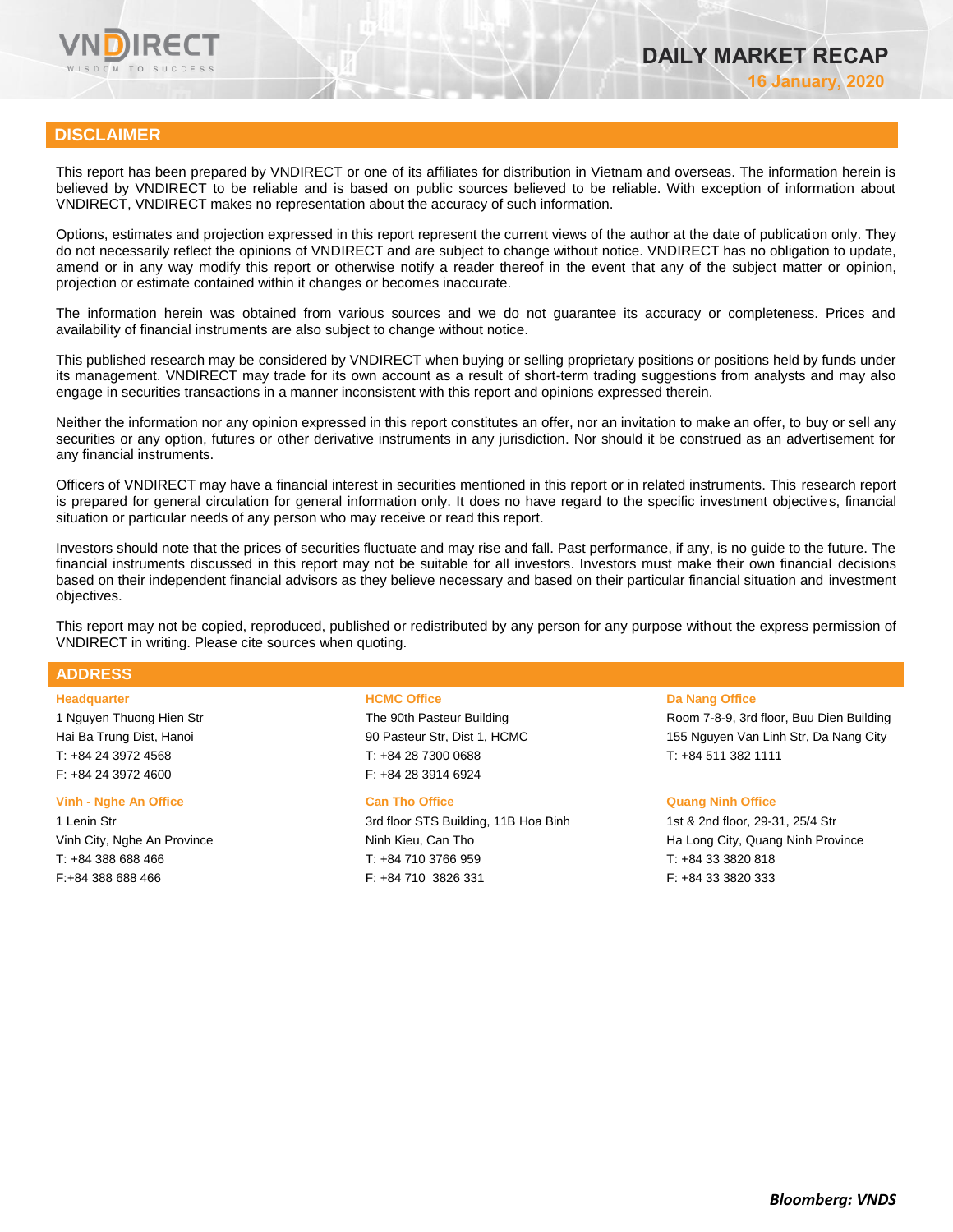## DISCLAIMER

This report has been prepared by VNDIRECT or one of its affiliates for distribution in Vietnam and overseas. The information herein is believed by VNDIRECT to be reliable and is based on public sources believed to be reliable. With exception of information about VNDIRECT, VNDIRECT makes no representation about the accuracy of such information.

Options, estimates and projection expressed in this report represent the current views of the author at the date of publication only. They do not necessarily reflect the opinions of VNDIRECT and are subject to change without notice. VNDIRECT has no obligation to update, amend or in any way modify this report or otherwise notify a reader thereof in the event that any of the subject matter or opinion, projection or estimate contained within it changes or becomes inaccurate.

The information herein was obtained from various sources and we do not guarantee its accuracy or completeness. Prices and availability of financial instruments are also subject to change without notice.

This published research may be considered by VNDIRECT when buying or selling proprietary positions or positions held by funds under its management. VNDIRECT may trade for its own account as a result of short-term trading suggestions from analysts and may also engage in securities transactions in a manner inconsistent with this report and opinions expressed therein.

Neither the information nor any opinion expressed in this report constitutes an offer, nor an invitation to make an offer, to buy or sell any securities or any option, futures or other derivative instruments in any jurisdiction. Nor should it be construed as an advertisement for any financial instruments.

Officers of VNDIRECT may have a financial interest in securities mentioned in this report or in related instruments. This research report is prepared for general circulation for general information only. It does no have regard to the specific investment objectives, financial situation or particular needs of any person who may receive or read this report.

Investors should note that the prices of securities fluctuate and may rise and fall. Past performance, if any, is no guide to the future. The financial instruments discussed in this report may not be suitable for all investors. Investors must make their own financial decisions based on their independent financial advisors as they believe necessary and based on their particular financial situation and investment objectives.

This report may not be copied, reproduced, published or redistributed by any person for any purpose without the express permission of VNDIRECT in writing. Please cite sources when quoting.

## ADDRESS

**Headquarter**
1 Nguyen Thuong Hien Str
Hai Ba Trung Dist, Hanoi
T: +84 24 3972 4568
F: +84 24 3972 4600

**HCMC Office**
The 90th Pasteur Building
90 Pasteur Str, Dist 1, HCMC
T: +84 28 7300 0688
F: +84 28 3914 6924

**Da Nang Office**
Room 7-8-9, 3rd floor, Buu Dien Building
155 Nguyen Van Linh Str, Da Nang City
T: +84 511 382 1111

**Vinh - Nghe An Office**
1 Lenin Str
Vinh City, Nghe An Province
T: +84 388 688 466
F:+84 388 688 466

**Can Tho Office**
3rd floor STS Building, 11B Hoa Binh
Ninh Kieu, Can Tho
T: +84 710 3766 959
F: +84 710 3826 331

**Quang Ninh Office**
1st & 2nd floor, 29-31, 25/4 Str
Ha Long City, Quang Ninh Province
T: +84 33 3820 818
F: +84 33 3820 333

***Bloomberg: VNDS***